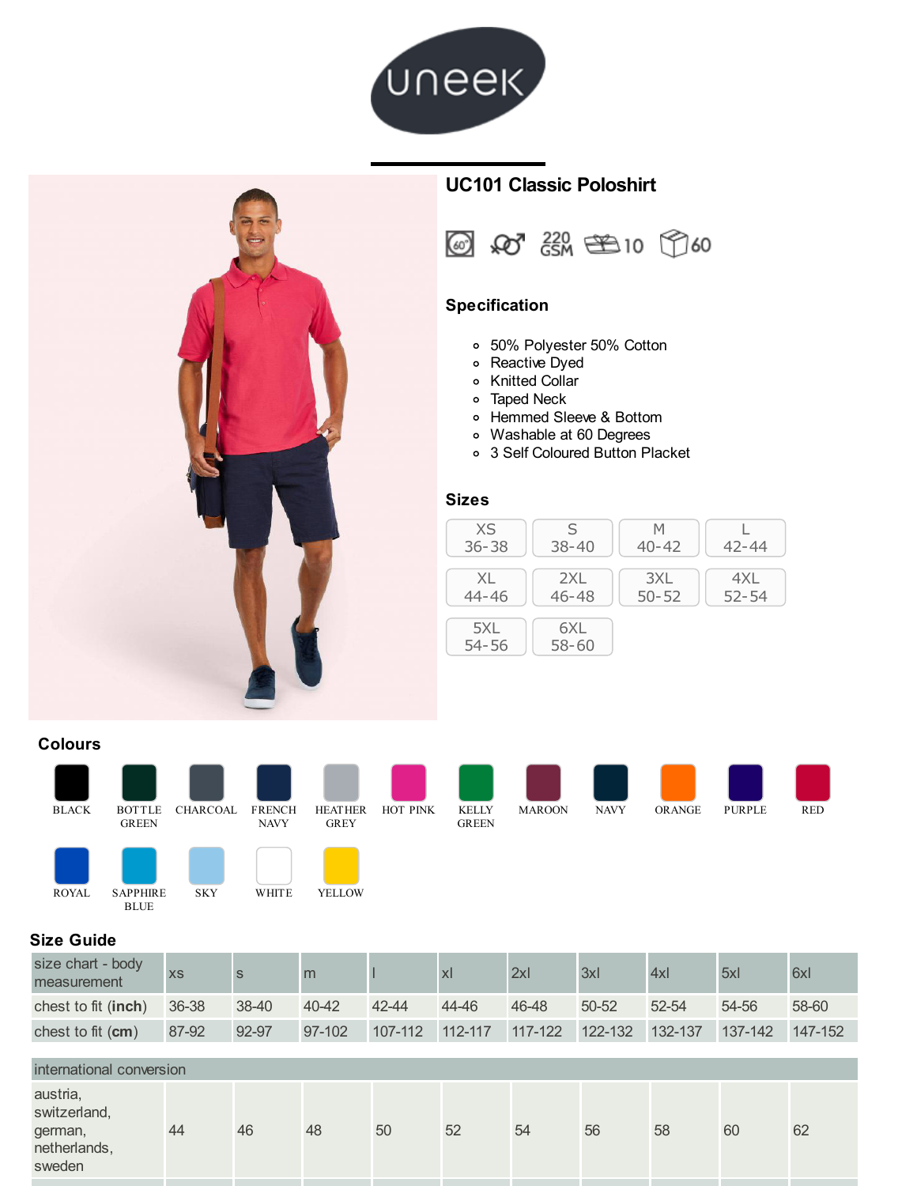# UC101 Classic Poloshirt

220 GSM 10 60

## Specification

- 50% Polyester 50% Cotton
- Reactive Dyed
- Knitted Collar
- Taped Neck
- Hemmed Sleeve & Bottom
- Washable at 60 Degrees
- 3 Self Coloured Button Placket

## Sizes

| XS 36-38 | S 38-40 | M 40-42 | L 42-44 |
|---|---|---|---|
| XL 44-46 | 2XL 46-48 | 3XL 50-52 | 4XL 52-54 |
| 5XL 54-56 | 6XL 58-60 | | |

## Colours

BLACK, BOTTLE GREEN, CHARCOAL, FRENCH NAVY, HEATHER GREY, HOT PINK, KELLY GREEN, MAROON, NAVY, ORANGE, PURPLE, RED, ROYAL, SAPPHIRE BLUE, SKY, WHITE, YELLOW

## Size Guide

| size chart - body measurement | xs | s | m | l | xl | 2xl | 3xl | 4xl | 5xl | 6xl |
|---|---|---|---|---|---|---|---|---|---|---|
| chest to fit (**inch**) | 36-38 | 38-40 | 40-42 | 42-44 | 44-46 | 46-48 | 50-52 | 52-54 | 54-56 | 58-60 |
| chest to fit (**cm**) | 87-92 | 92-97 | 97-102 | 107-112 | 112-117 | 117-122 | 122-132 | 132-137 | 137-142 | 147-152 |

| international conversion | | | | | | | | | | |
|---|---|---|---|---|---|---|---|---|---|---|
| austria, switzerland, german, netherlands, sweden | 44 | 46 | 48 | 50 | 52 | 54 | 56 | 58 | 60 | 62 |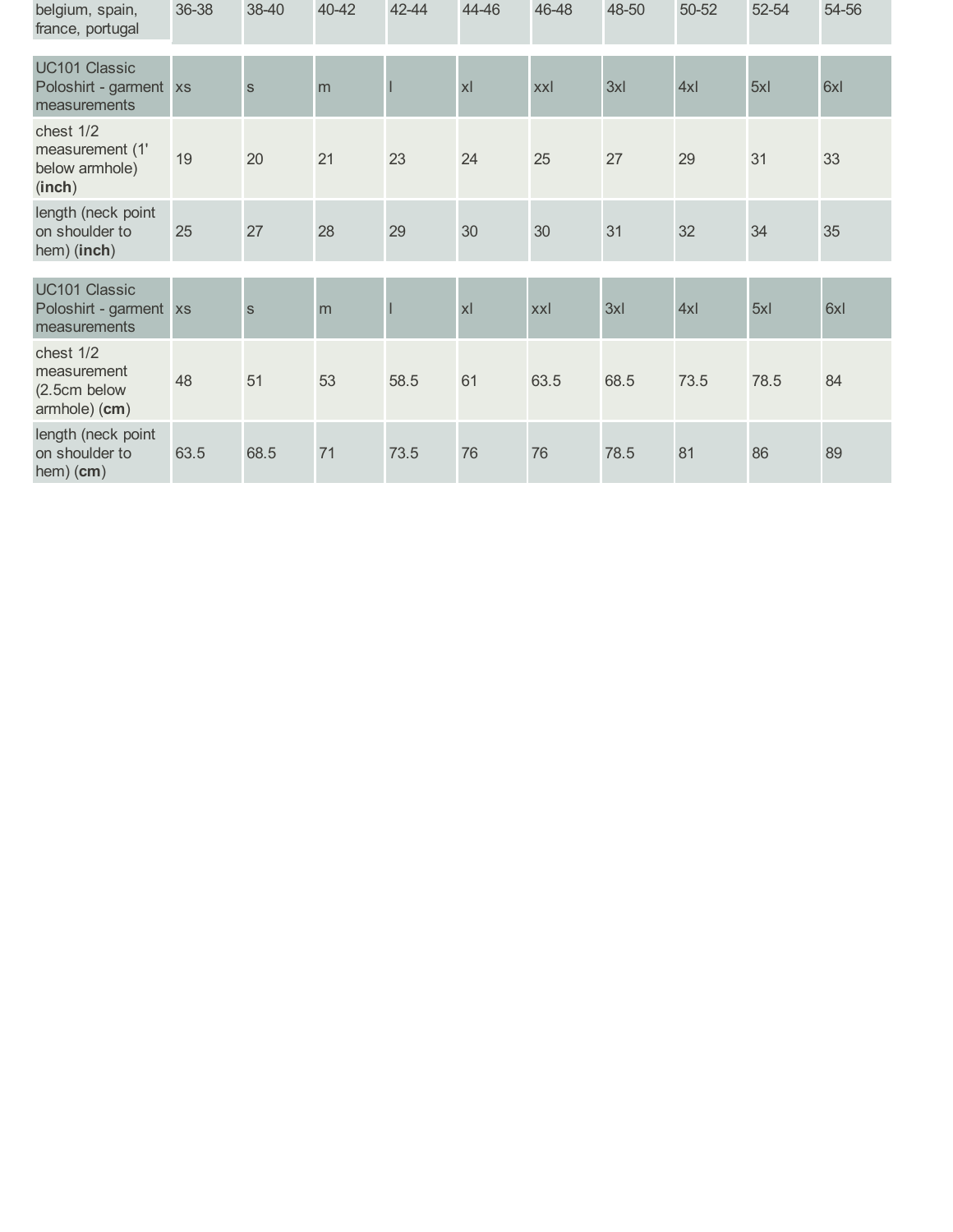| belgium, spain, france, portugal | 36-38 | 38-40 | 40-42 | 42-44 | 44-46 | 46-48 | 48-50 | 50-52 | 52-54 | 54-56 |
|---|---|---|---|---|---|---|---|---|---|---|

| UC101 Classic Poloshirt - garment measurements | xs | s | m | l | xl | xxl | 3xl | 4xl | 5xl | 6xl |
|---|---|---|---|---|---|---|---|---|---|---|
| chest 1/2 measurement (1' below armhole) (**inch**) | 19 | 20 | 21 | 23 | 24 | 25 | 27 | 29 | 31 | 33 |
| length (neck point on shoulder to hem) (**inch**) | 25 | 27 | 28 | 29 | 30 | 30 | 31 | 32 | 34 | 35 |

| UC101 Classic Poloshirt - garment measurements | xs | s | m | l | xl | xxl | 3xl | 4xl | 5xl | 6xl |
|---|---|---|---|---|---|---|---|---|---|---|
| chest 1/2 measurement (2.5cm below armhole) (**cm**) | 48 | 51 | 53 | 58.5 | 61 | 63.5 | 68.5 | 73.5 | 78.5 | 84 |
| length (neck point on shoulder to hem) (**cm**) | 63.5 | 68.5 | 71 | 73.5 | 76 | 76 | 78.5 | 81 | 86 | 89 |